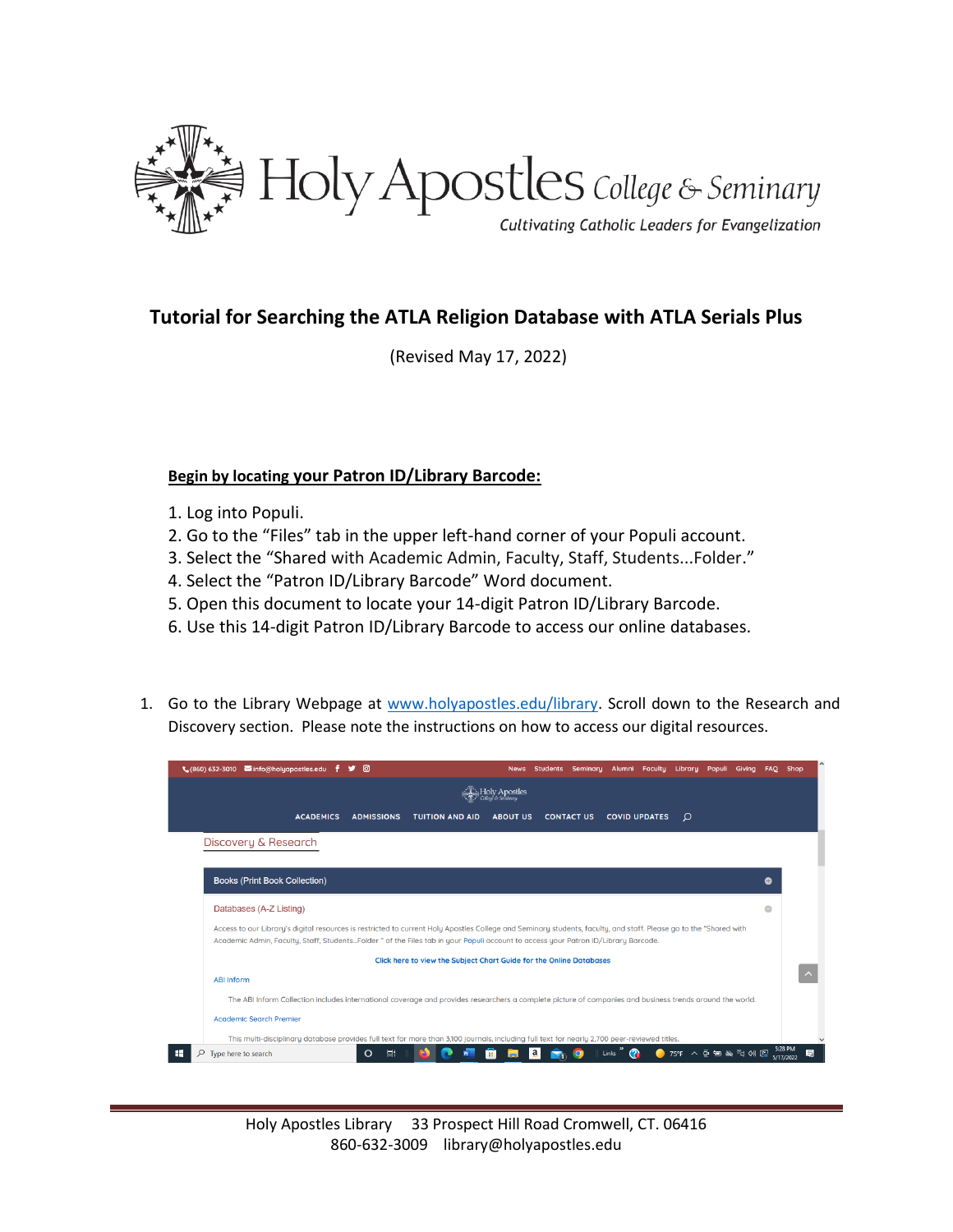Holy Apostles College & Seminary

*Cultivating Catholic Leaders for Evangelization*

# Tutorial for Searching the ATLA Religion Database with ATLA Serials Plus

(Revised May 17, 2022)

## Begin by locating your Patron ID/Library Barcode:

1. Log into Populi.
2. Go to the "Files" tab in the upper left-hand corner of your Populi account.
3. Select the "Shared with Academic Admin, Faculty, Staff, Students...Folder."
4. Select the "Patron ID/Library Barcode" Word document.
5. Open this document to locate your 14-digit Patron ID/Library Barcode.
6. Use this 14-digit Patron ID/Library Barcode to access our online databases.

1. Go to the Library Webpage at [www.holyapostles.edu/library](http://www.holyapostles.edu/library). Scroll down to the Research and Discovery section. Please note the instructions on how to access our digital resources.

Holy Apostles Library 33 Prospect Hill Road Cromwell, CT. 06416
860-632-3009 library@holyapostles.edu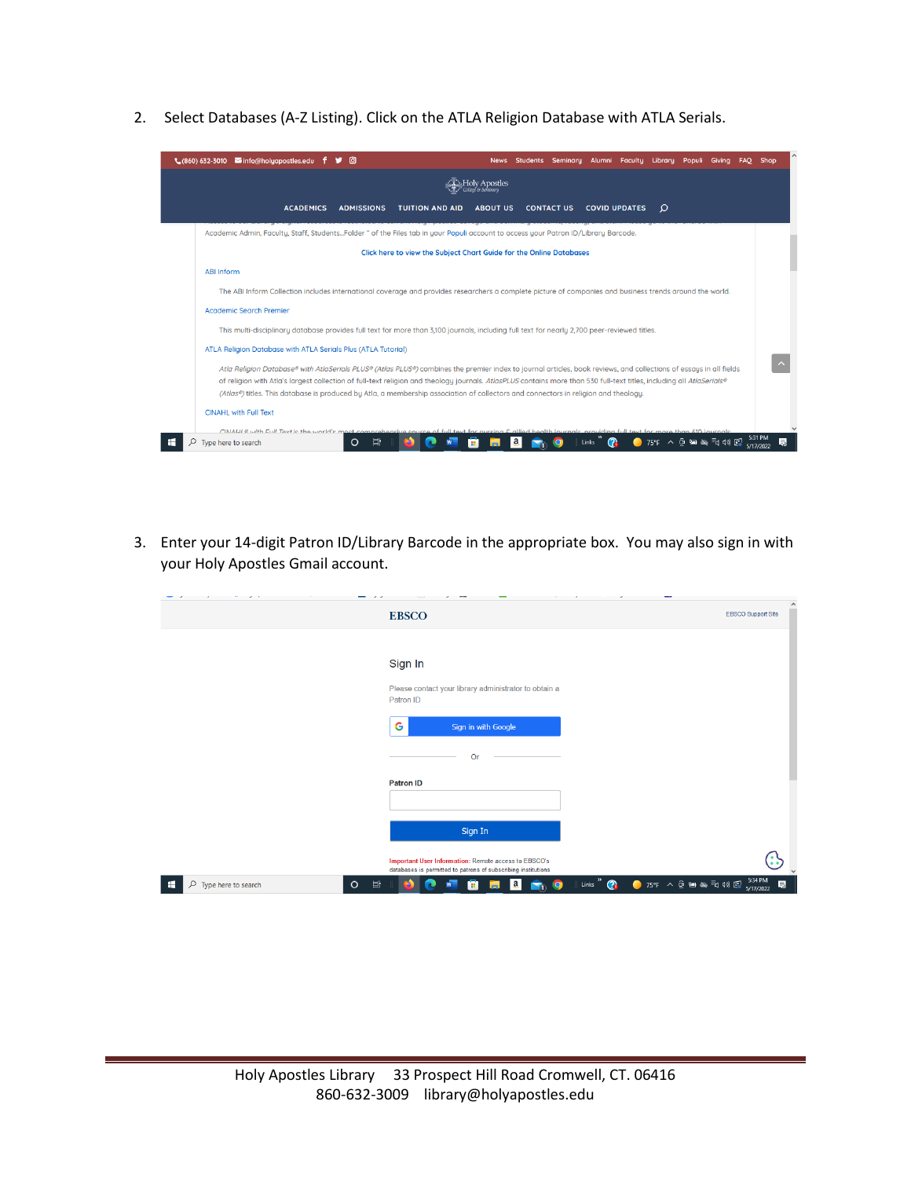2. Select Databases (A-Z Listing). Click on the ATLA Religion Database with ATLA Serials.

3. Enter your 14-digit Patron ID/Library Barcode in the appropriate box. You may also sign in with your Holy Apostles Gmail account.

Holy Apostles Library 33 Prospect Hill Road Cromwell, CT. 06416
860-632-3009 library@holyapostles.edu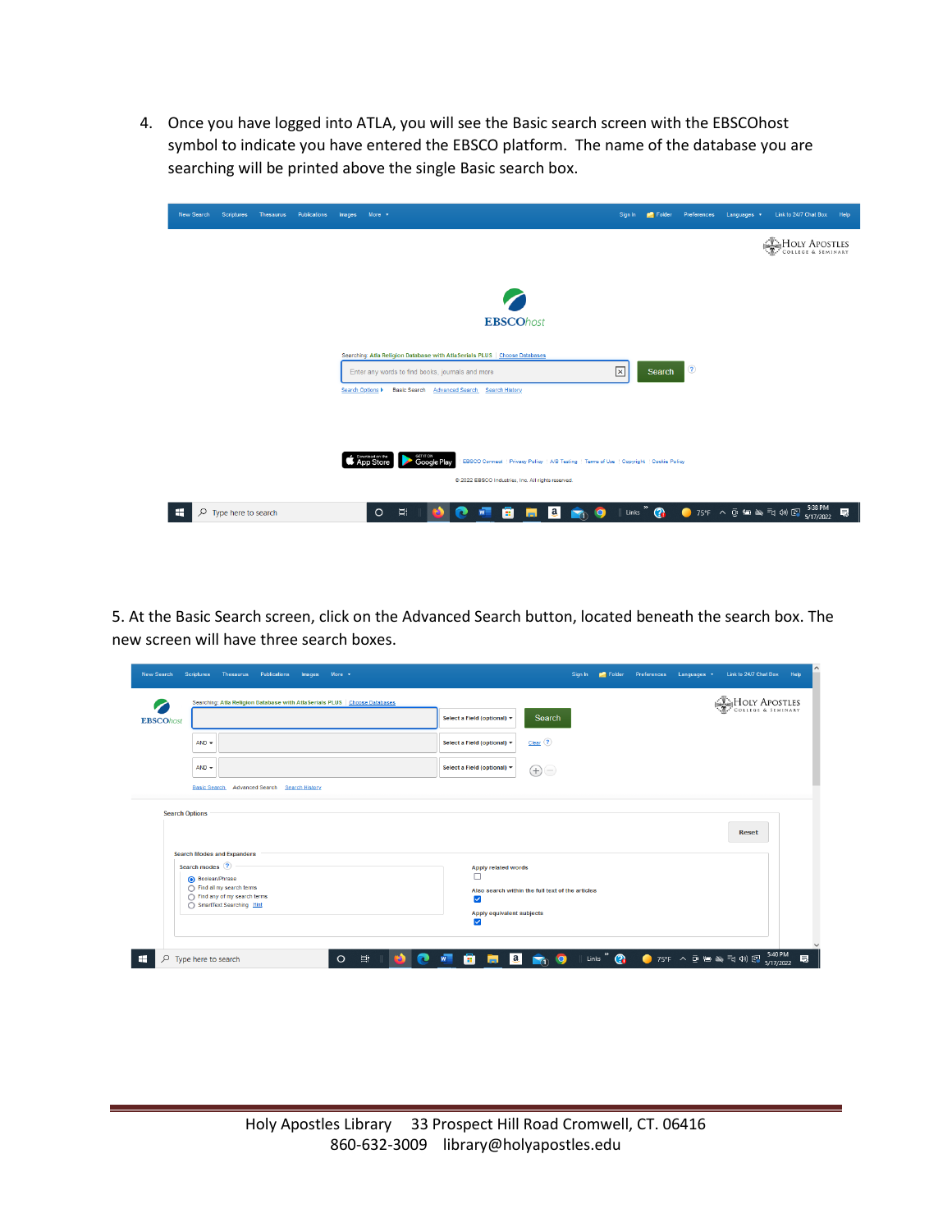4. Once you have logged into ATLA, you will see the Basic search screen with the EBSCOhost symbol to indicate you have entered the EBSCO platform. The name of the database you are searching will be printed above the single Basic search box.

5. At the Basic Search screen, click on the Advanced Search button, located beneath the search box. The new screen will have three search boxes.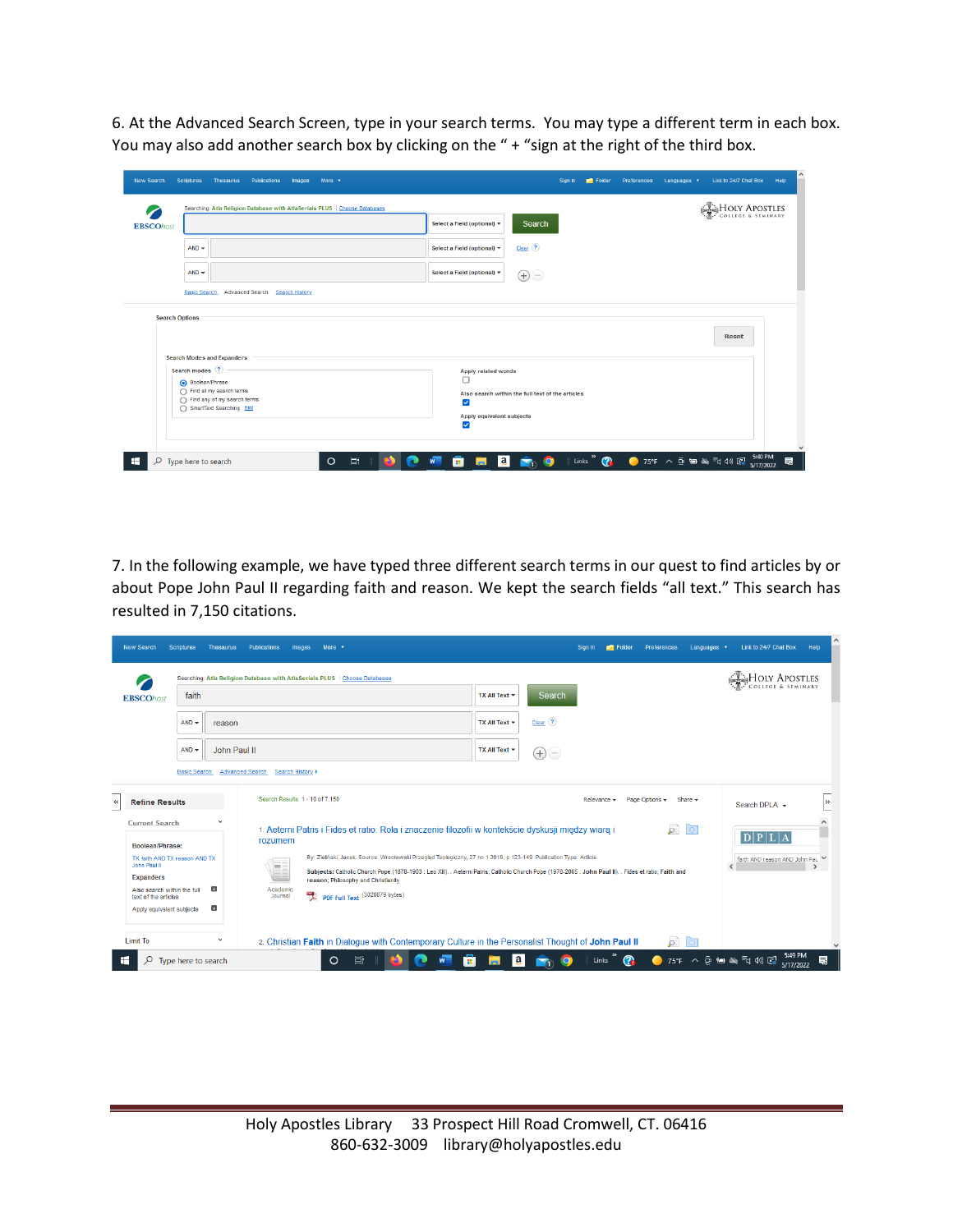6. At the Advanced Search Screen, type in your search terms. You may type a different term in each box. You may also add another search box by clicking on the " + "sign at the right of the third box.

7. In the following example, we have typed three different search terms in our quest to find articles by or about Pope John Paul II regarding faith and reason. We kept the search fields "all text." This search has resulted in 7,150 citations.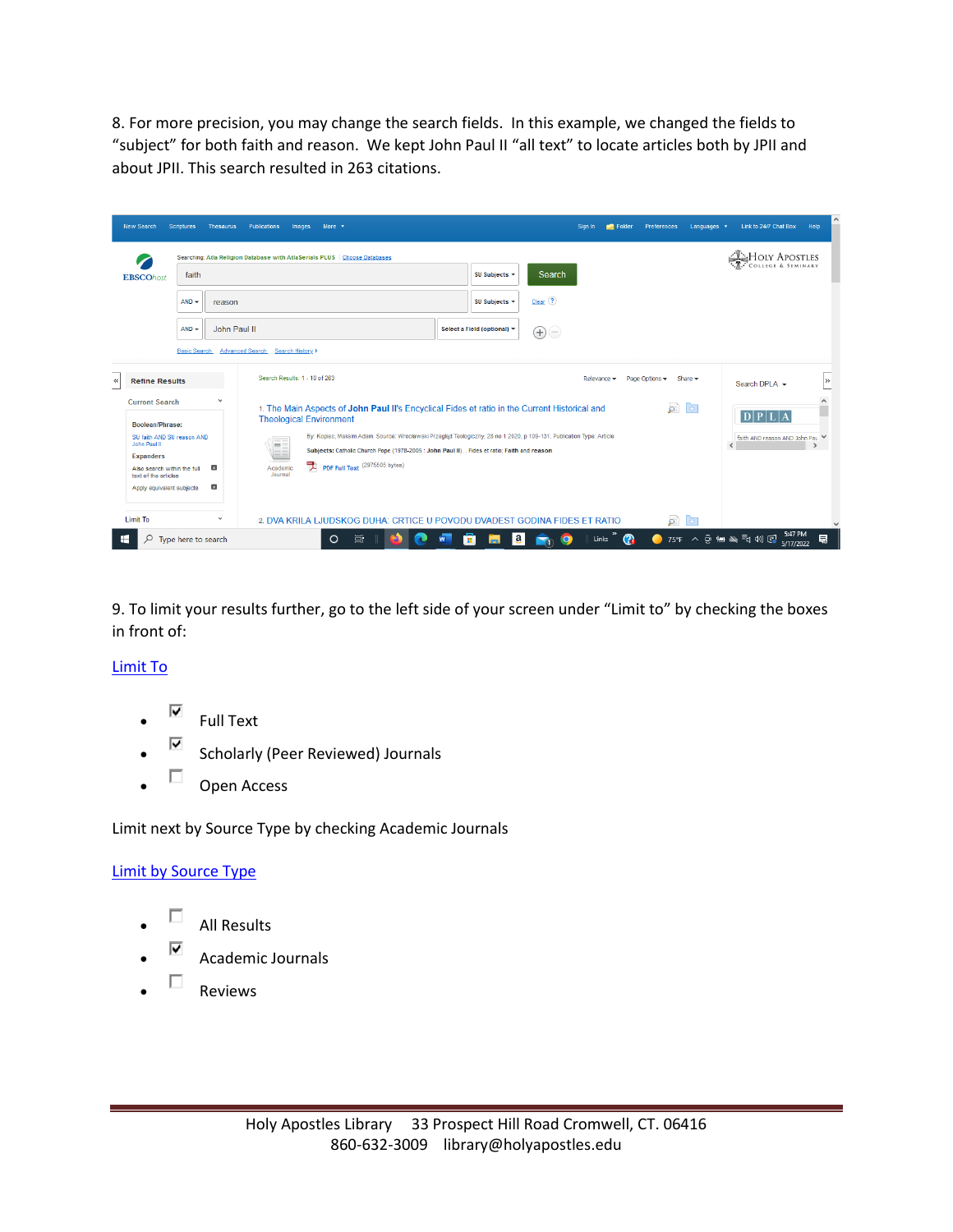8. For more precision, you may change the search fields. In this example, we changed the fields to "subject" for both faith and reason. We kept John Paul II "all text" to locate articles both by JPII and about JPII. This search resulted in 263 citations.

9. To limit your results further, go to the left side of your screen under "Limit to" by checking the boxes in front of:

Limit To

- ☑ Full Text
- ☑ Scholarly (Peer Reviewed) Journals
- ☐ Open Access

Limit next by Source Type by checking Academic Journals

Limit by Source Type

- ☐ All Results
- ☑ Academic Journals
- ☐ Reviews

Holy Apostles Library 33 Prospect Hill Road Cromwell, CT. 06416
860-632-3009 library@holyapostles.edu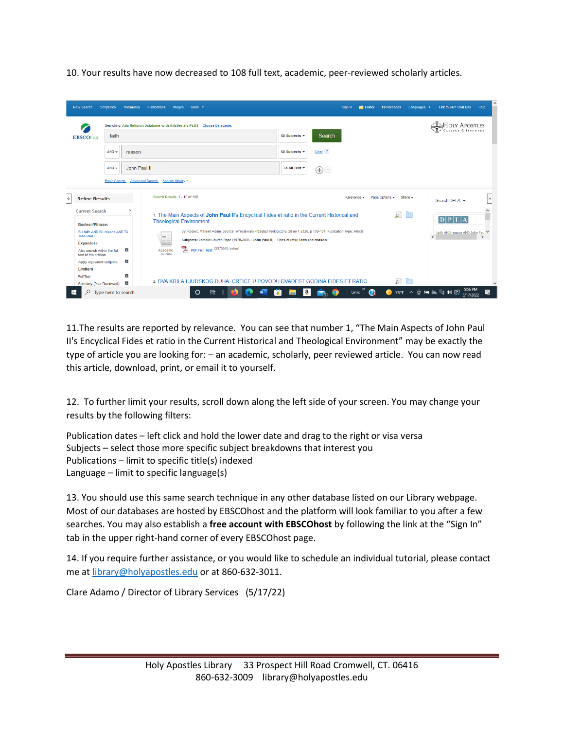10. Your results have now decreased to 108 full text, academic, peer-reviewed scholarly articles.

11.The results are reported by relevance. You can see that number 1, "The Main Aspects of John Paul II's Encyclical Fides et ratio in the Current Historical and Theological Environment" may be exactly the type of article you are looking for: – an academic, scholarly, peer reviewed article. You can now read this article, download, print, or email it to yourself.

12. To further limit your results, scroll down along the left side of your screen. You may change your results by the following filters:

Publication dates – left click and hold the lower date and drag to the right or visa versa
Subjects – select those more specific subject breakdowns that interest you
Publications – limit to specific title(s) indexed
Language – limit to specific language(s)

13. You should use this same search technique in any other database listed on our Library webpage. Most of our databases are hosted by EBSCOhost and the platform will look familiar to you after a few searches. You may also establish a **free account with EBSCOhost** by following the link at the "Sign In" tab in the upper right-hand corner of every EBSCOhost page.

14. If you require further assistance, or you would like to schedule an individual tutorial, please contact me at library@holyapostles.edu or at 860-632-3011.

Clare Adamo / Director of Library Services (5/17/22)

Holy Apostles Library 33 Prospect Hill Road Cromwell, CT. 06416
860-632-3009 library@holyapostles.edu